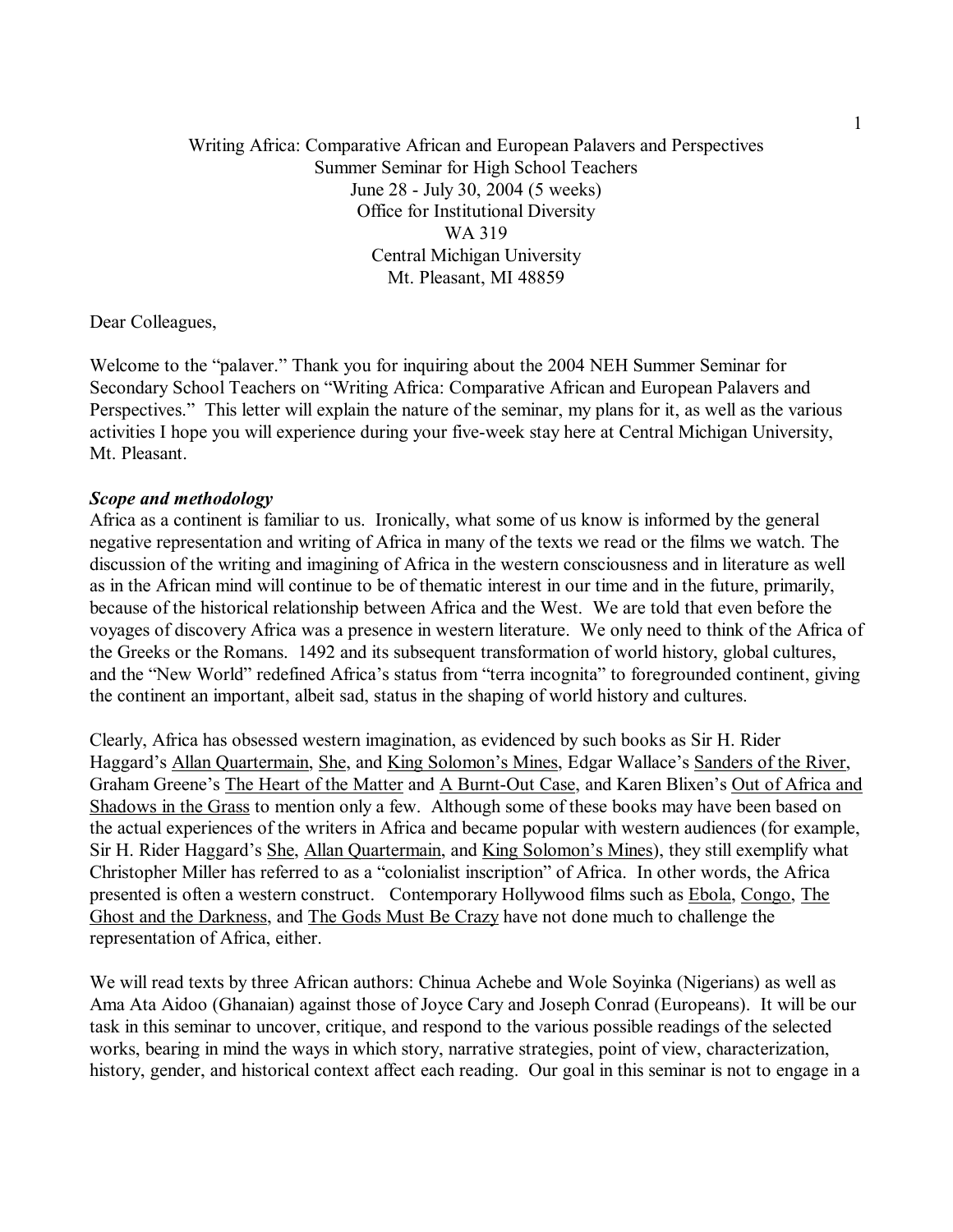Writing Africa: Comparative African and European Palavers and Perspectives
Summer Seminar for High School Teachers
June 28 - July 30, 2004 (5 weeks)
Office for Institutional Diversity
WA 319
Central Michigan University
Mt. Pleasant, MI 48859

Dear Colleagues,

Welcome to the "palaver." Thank you for inquiring about the 2004 NEH Summer Seminar for Secondary School Teachers on "Writing Africa: Comparative African and European Palavers and Perspectives." This letter will explain the nature of the seminar, my plans for it, as well as the various activities I hope you will experience during your five-week stay here at Central Michigan University, Mt. Pleasant.

***Scope and methodology***

Africa as a continent is familiar to us. Ironically, what some of us know is informed by the general negative representation and writing of Africa in many of the texts we read or the films we watch. The discussion of the writing and imagining of Africa in the western consciousness and in literature as well as in the African mind will continue to be of thematic interest in our time and in the future, primarily, because of the historical relationship between Africa and the West. We are told that even before the voyages of discovery Africa was a presence in western literature. We only need to think of the Africa of the Greeks or the Romans. 1492 and its subsequent transformation of world history, global cultures, and the "New World" redefined Africa's status from "terra incognita" to foregrounded continent, giving the continent an important, albeit sad, status in the shaping of world history and cultures.

Clearly, Africa has obsessed western imagination, as evidenced by such books as Sir H. Rider Haggard's Allan Quartermain, She, and King Solomon's Mines, Edgar Wallace's Sanders of the River, Graham Greene's The Heart of the Matter and A Burnt-Out Case, and Karen Blixen's Out of Africa and Shadows in the Grass to mention only a few. Although some of these books may have been based on the actual experiences of the writers in Africa and became popular with western audiences (for example, Sir H. Rider Haggard's She, Allan Quartermain, and King Solomon's Mines), they still exemplify what Christopher Miller has referred to as a "colonialist inscription" of Africa. In other words, the Africa presented is often a western construct. Contemporary Hollywood films such as Ebola, Congo, The Ghost and the Darkness, and The Gods Must Be Crazy have not done much to challenge the representation of Africa, either.

We will read texts by three African authors: Chinua Achebe and Wole Soyinka (Nigerians) as well as Ama Ata Aidoo (Ghanaian) against those of Joyce Cary and Joseph Conrad (Europeans). It will be our task in this seminar to uncover, critique, and respond to the various possible readings of the selected works, bearing in mind the ways in which story, narrative strategies, point of view, characterization, history, gender, and historical context affect each reading. Our goal in this seminar is not to engage in a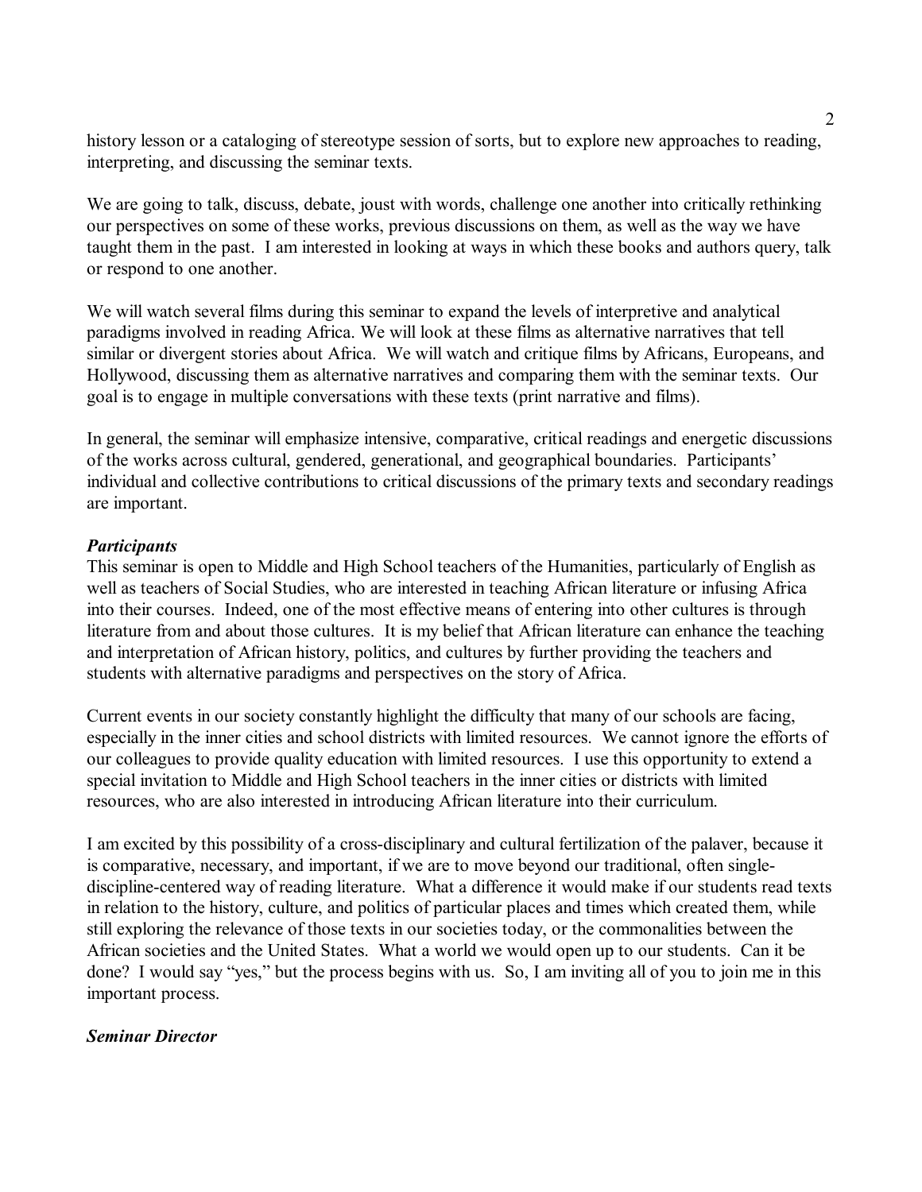history lesson or a cataloging of stereotype session of sorts, but to explore new approaches to reading, interpreting, and discussing the seminar texts.

We are going to talk, discuss, debate, joust with words, challenge one another into critically rethinking our perspectives on some of these works, previous discussions on them, as well as the way we have taught them in the past. I am interested in looking at ways in which these books and authors query, talk or respond to one another.

We will watch several films during this seminar to expand the levels of interpretive and analytical paradigms involved in reading Africa. We will look at these films as alternative narratives that tell similar or divergent stories about Africa. We will watch and critique films by Africans, Europeans, and Hollywood, discussing them as alternative narratives and comparing them with the seminar texts. Our goal is to engage in multiple conversations with these texts (print narrative and films).

In general, the seminar will emphasize intensive, comparative, critical readings and energetic discussions of the works across cultural, gendered, generational, and geographical boundaries. Participants' individual and collective contributions to critical discussions of the primary texts and secondary readings are important.

***Participants***

This seminar is open to Middle and High School teachers of the Humanities, particularly of English as well as teachers of Social Studies, who are interested in teaching African literature or infusing Africa into their courses. Indeed, one of the most effective means of entering into other cultures is through literature from and about those cultures. It is my belief that African literature can enhance the teaching and interpretation of African history, politics, and cultures by further providing the teachers and students with alternative paradigms and perspectives on the story of Africa.

Current events in our society constantly highlight the difficulty that many of our schools are facing, especially in the inner cities and school districts with limited resources. We cannot ignore the efforts of our colleagues to provide quality education with limited resources. I use this opportunity to extend a special invitation to Middle and High School teachers in the inner cities or districts with limited resources, who are also interested in introducing African literature into their curriculum.

I am excited by this possibility of a cross-disciplinary and cultural fertilization of the palaver, because it is comparative, necessary, and important, if we are to move beyond our traditional, often single-discipline-centered way of reading literature. What a difference it would make if our students read texts in relation to the history, culture, and politics of particular places and times which created them, while still exploring the relevance of those texts in our societies today, or the commonalities between the African societies and the United States. What a world we would open up to our students. Can it be done? I would say "yes," but the process begins with us. So, I am inviting all of you to join me in this important process.

***Seminar Director***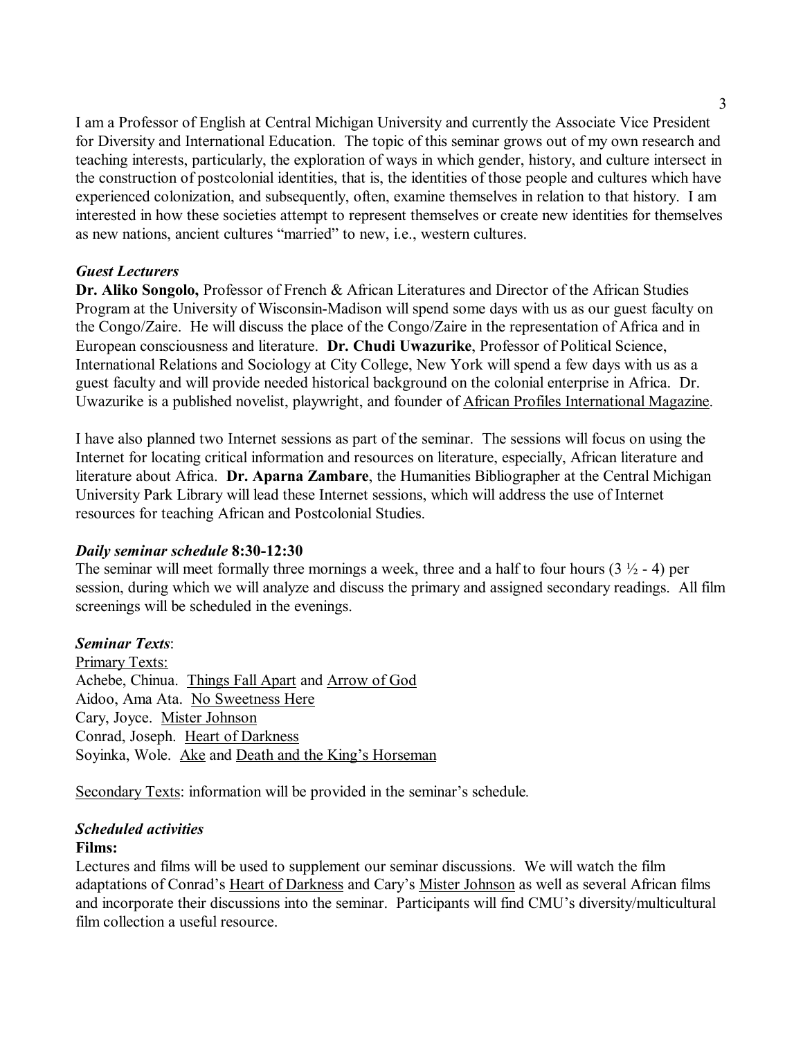I am a Professor of English at Central Michigan University and currently the Associate Vice President for Diversity and International Education. The topic of this seminar grows out of my own research and teaching interests, particularly, the exploration of ways in which gender, history, and culture intersect in the construction of postcolonial identities, that is, the identities of those people and cultures which have experienced colonization, and subsequently, often, examine themselves in relation to that history. I am interested in how these societies attempt to represent themselves or create new identities for themselves as new nations, ancient cultures "married" to new, i.e., western cultures.

***Guest Lecturers***

**Dr. Aliko Songolo,** Professor of French & African Literatures and Director of the African Studies Program at the University of Wisconsin-Madison will spend some days with us as our guest faculty on the Congo/Zaire. He will discuss the place of the Congo/Zaire in the representation of Africa and in European consciousness and literature. **Dr. Chudi Uwazurike**, Professor of Political Science, International Relations and Sociology at City College, New York will spend a few days with us as a guest faculty and will provide needed historical background on the colonial enterprise in Africa. Dr. Uwazurike is a published novelist, playwright, and founder of <u>African Profiles International Magazine</u>.

I have also planned two Internet sessions as part of the seminar. The sessions will focus on using the Internet for locating critical information and resources on literature, especially, African literature and literature about Africa. **Dr. Aparna Zambare**, the Humanities Bibliographer at the Central Michigan University Park Library will lead these Internet sessions, which will address the use of Internet resources for teaching African and Postcolonial Studies.

***Daily seminar schedule* 8:30-12:30**

The seminar will meet formally three mornings a week, three and a half to four hours (3 ½ - 4) per session, during which we will analyze and discuss the primary and assigned secondary readings. All film screenings will be scheduled in the evenings.

***Seminar Texts***:

<u>Primary Texts:</u>

Achebe, Chinua. <u>Things Fall Apart</u> and <u>Arrow of God</u>
Aidoo, Ama Ata. <u>No Sweetness Here</u>
Cary, Joyce. <u>Mister Johnson</u>
Conrad, Joseph. <u>Heart of Darkness</u>
Soyinka, Wole. <u>Ake</u> and <u>Death and the King's Horseman</u>

<u>Secondary Texts</u>: information will be provided in the seminar's schedule.

***Scheduled activities***

**Films:**

Lectures and films will be used to supplement our seminar discussions. We will watch the film adaptations of Conrad's <u>Heart of Darkness</u> and Cary's <u>Mister Johnson</u> as well as several African films and incorporate their discussions into the seminar. Participants will find CMU's diversity/multicultural film collection a useful resource.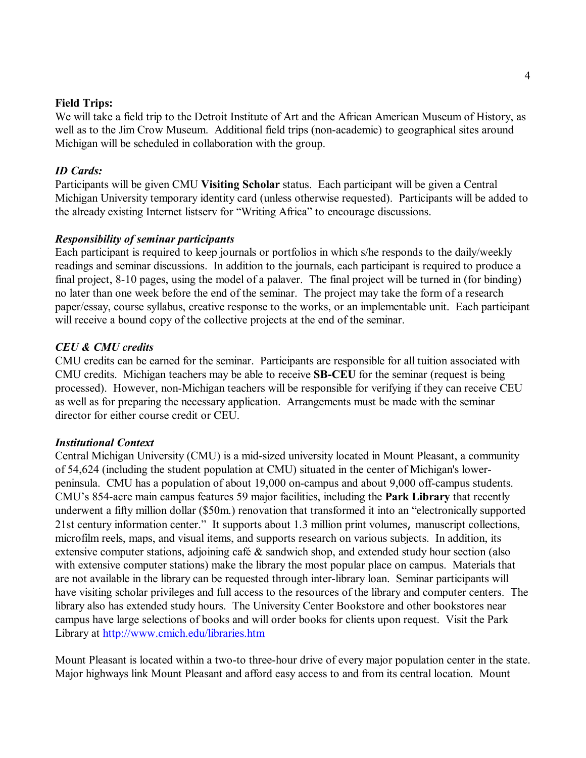**Field Trips:**
We will take a field trip to the Detroit Institute of Art and the African American Museum of History, as well as to the Jim Crow Museum. Additional field trips (non-academic) to geographical sites around Michigan will be scheduled in collaboration with the group.

***ID Cards:***
Participants will be given CMU **Visiting Scholar** status. Each participant will be given a Central Michigan University temporary identity card (unless otherwise requested). Participants will be added to the already existing Internet listserv for "Writing Africa" to encourage discussions.

***Responsibility of seminar participants***
Each participant is required to keep journals or portfolios in which s/he responds to the daily/weekly readings and seminar discussions. In addition to the journals, each participant is required to produce a final project, 8-10 pages, using the model of a palaver. The final project will be turned in (for binding) no later than one week before the end of the seminar. The project may take the form of a research paper/essay, course syllabus, creative response to the works, or an implementable unit. Each participant will receive a bound copy of the collective projects at the end of the seminar.

***CEU & CMU credits***
CMU credits can be earned for the seminar. Participants are responsible for all tuition associated with CMU credits. Michigan teachers may be able to receive **SB-CEU** for the seminar (request is being processed). However, non-Michigan teachers will be responsible for verifying if they can receive CEU as well as for preparing the necessary application. Arrangements must be made with the seminar director for either course credit or CEU.

***Institutional Context***
Central Michigan University (CMU) is a mid-sized university located in Mount Pleasant, a community of 54,624 (including the student population at CMU) situated in the center of Michigan's lower-peninsula. CMU has a population of about 19,000 on-campus and about 9,000 off-campus students. CMU's 854-acre main campus features 59 major facilities, including the **Park Library** that recently underwent a fifty million dollar ($50m.) renovation that transformed it into an "electronically supported 21st century information center." It supports about 1.3 million print volumes, manuscript collections, microfilm reels, maps, and visual items, and supports research on various subjects. In addition, its extensive computer stations, adjoining café & sandwich shop, and extended study hour section (also with extensive computer stations) make the library the most popular place on campus. Materials that are not available in the library can be requested through inter-library loan. Seminar participants will have visiting scholar privileges and full access to the resources of the library and computer centers. The library also has extended study hours. The University Center Bookstore and other bookstores near campus have large selections of books and will order books for clients upon request. Visit the Park Library at [http://www.cmich.edu/libraries.htm](http://www.cmich.edu/libraries.htm)

Mount Pleasant is located within a two-to three-hour drive of every major population center in the state. Major highways link Mount Pleasant and afford easy access to and from its central location. Mount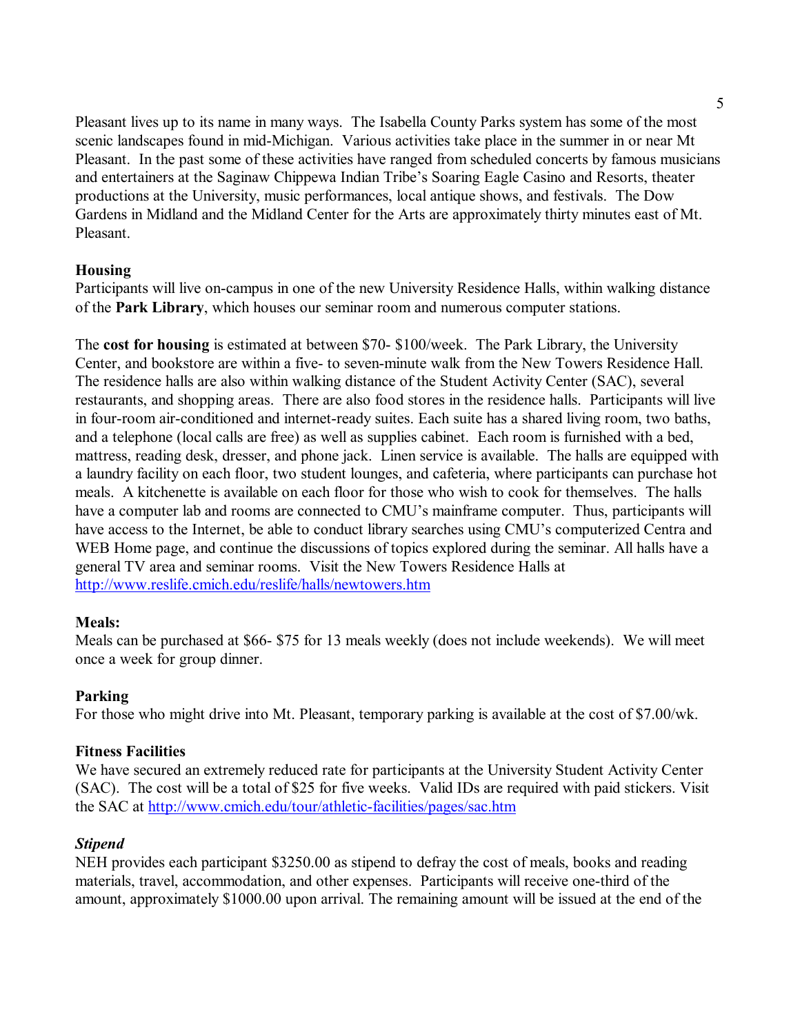Pleasant lives up to its name in many ways. The Isabella County Parks system has some of the most scenic landscapes found in mid-Michigan. Various activities take place in the summer in or near Mt Pleasant. In the past some of these activities have ranged from scheduled concerts by famous musicians and entertainers at the Saginaw Chippewa Indian Tribe's Soaring Eagle Casino and Resorts, theater productions at the University, music performances, local antique shows, and festivals. The Dow Gardens in Midland and the Midland Center for the Arts are approximately thirty minutes east of Mt. Pleasant.

**Housing**
Participants will live on-campus in one of the new University Residence Halls, within walking distance of the **Park Library**, which houses our seminar room and numerous computer stations.

The **cost for housing** is estimated at between $70- $100/week. The Park Library, the University Center, and bookstore are within a five- to seven-minute walk from the New Towers Residence Hall. The residence halls are also within walking distance of the Student Activity Center (SAC), several restaurants, and shopping areas. There are also food stores in the residence halls. Participants will live in four-room air-conditioned and internet-ready suites. Each suite has a shared living room, two baths, and a telephone (local calls are free) as well as supplies cabinet. Each room is furnished with a bed, mattress, reading desk, dresser, and phone jack. Linen service is available. The halls are equipped with a laundry facility on each floor, two student lounges, and cafeteria, where participants can purchase hot meals. A kitchenette is available on each floor for those who wish to cook for themselves. The halls have a computer lab and rooms are connected to CMU's mainframe computer. Thus, participants will have access to the Internet, be able to conduct library searches using CMU's computerized Centra and WEB Home page, and continue the discussions of topics explored during the seminar. All halls have a general TV area and seminar rooms. Visit the New Towers Residence Halls at [http://www.reslife.cmich.edu/reslife/halls/newtowers.htm](http://www.reslife.cmich.edu/reslife/halls/newtowers.htm)

**Meals:**
Meals can be purchased at $66- $75 for 13 meals weekly (does not include weekends). We will meet once a week for group dinner.

**Parking**
For those who might drive into Mt. Pleasant, temporary parking is available at the cost of $7.00/wk.

**Fitness Facilities**
We have secured an extremely reduced rate for participants at the University Student Activity Center (SAC). The cost will be a total of $25 for five weeks. Valid IDs are required with paid stickers. Visit the SAC at [http://www.cmich.edu/tour/athletic-facilities/pages/sac.htm](http://www.cmich.edu/tour/athletic-facilities/pages/sac.htm)

***Stipend***
NEH provides each participant $3250.00 as stipend to defray the cost of meals, books and reading materials, travel, accommodation, and other expenses. Participants will receive one-third of the amount, approximately $1000.00 upon arrival. The remaining amount will be issued at the end of the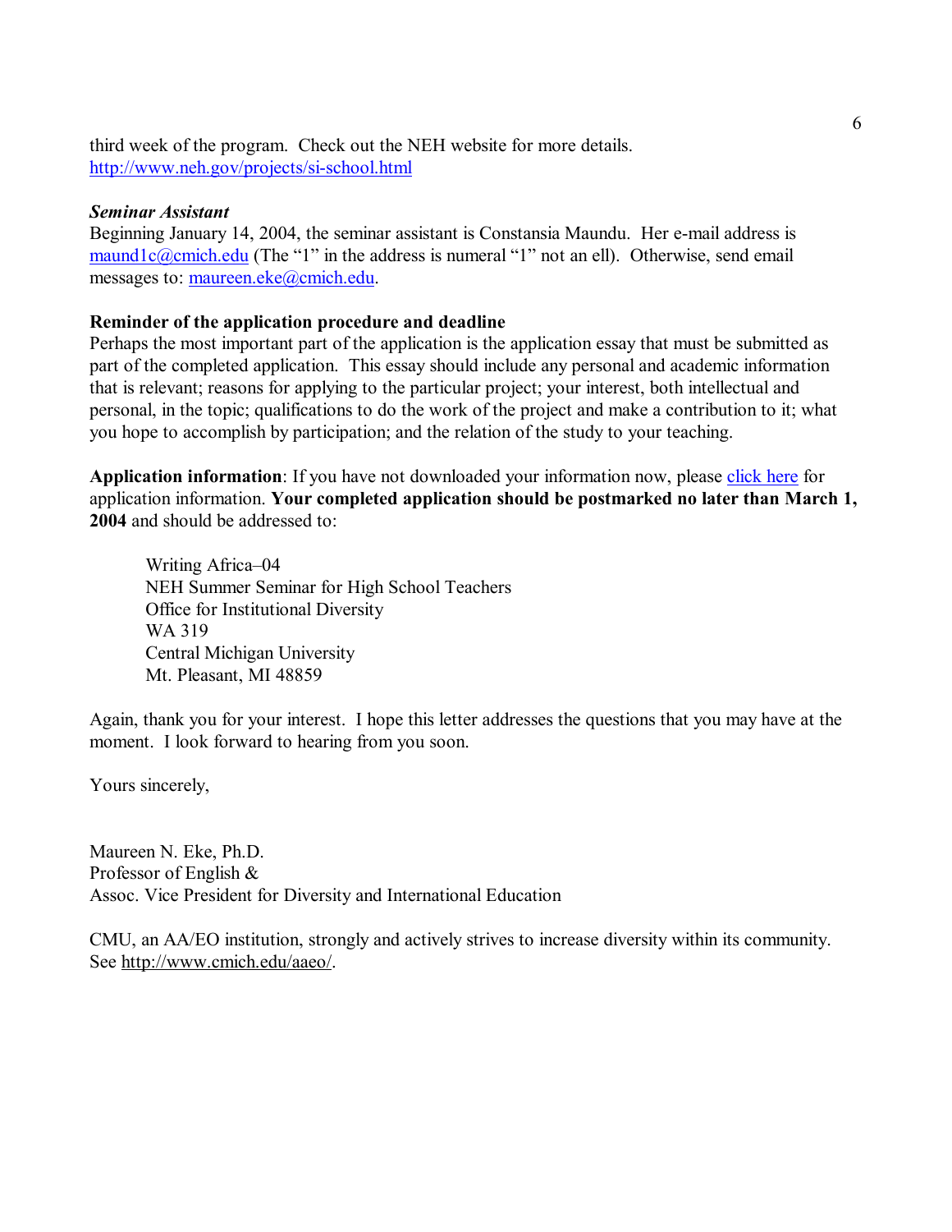third week of the program. Check out the NEH website for more details. http://www.neh.gov/projects/si-school.html

***Seminar Assistant***
Beginning January 14, 2004, the seminar assistant is Constansia Maundu. Her e-mail address is maund1c@cmich.edu (The "1" in the address is numeral "1" not an ell). Otherwise, send email messages to: maureen.eke@cmich.edu.

**Reminder of the application procedure and deadline**
Perhaps the most important part of the application is the application essay that must be submitted as part of the completed application. This essay should include any personal and academic information that is relevant; reasons for applying to the particular project; your interest, both intellectual and personal, in the topic; qualifications to do the work of the project and make a contribution to it; what you hope to accomplish by participation; and the relation of the study to your teaching.

**Application information**: If you have not downloaded your information now, please click here for application information. **Your completed application should be postmarked no later than March 1, 2004** and should be addressed to:

Writing Africa–04
NEH Summer Seminar for High School Teachers
Office for Institutional Diversity
WA 319
Central Michigan University
Mt. Pleasant, MI 48859

Again, thank you for your interest. I hope this letter addresses the questions that you may have at the moment. I look forward to hearing from you soon.

Yours sincerely,

Maureen N. Eke, Ph.D.
Professor of English &
Assoc. Vice President for Diversity and International Education

CMU, an AA/EO institution, strongly and actively strives to increase diversity within its community. See http://www.cmich.edu/aaeo/.